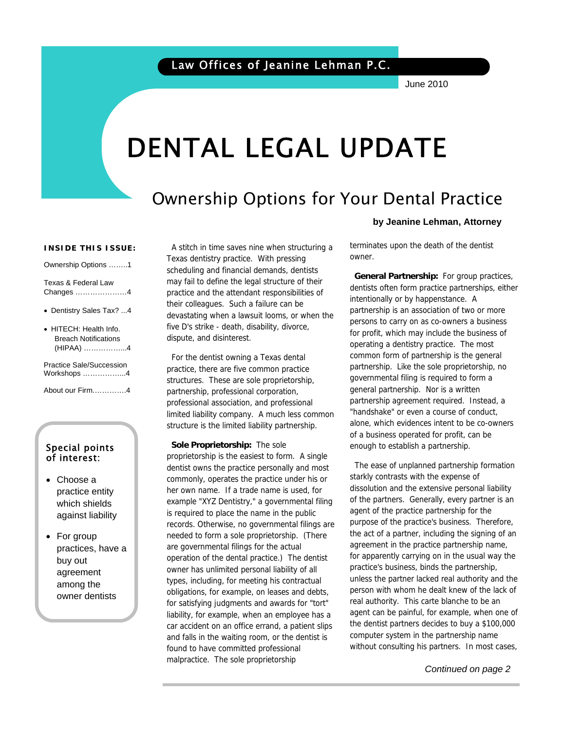Law Offices of Jeanine Lehman P.C.

June 2010

# DENTAL LEGAL UPDATE

## Ownership Options for Your Dental Practice

**by Jeanine Lehman, Attorney**

**INSIDE THIS ISSUE:**

- Ownership Options ........1
- Texas & Federal Law Changes .....................4
- Dentistry Sales Tax? ...4
- HITECH: Health Info. Breach Notifications (HIPAA) ..................4
- Practice Sale/Succession Workshops ..................4
- About our Firm..............4

**Special points of interest:**

- Choose a practice entity which shields against liability
- For group practices, have a buy out agreement among the owner dentists

A stitch in time saves nine when structuring a Texas dentistry practice. With pressing scheduling and financial demands, dentists may fail to define the legal structure of their practice and the attendant responsibilities of their colleagues. Such a failure can be devastating when a lawsuit looms, or when the five D's strike - death, disability, divorce, dispute, and disinterest.

For the dentist owning a Texas dental practice, there are five common practice structures. These are sole proprietorship, partnership, professional corporation, professional association, and professional limited liability company. A much less common structure is the limited liability partnership.

**Sole Proprietorship:** The sole proprietorship is the easiest to form. A single dentist owns the practice personally and most commonly, operates the practice under his or her own name. If a trade name is used, for example "XYZ Dentistry," a governmental filing is required to place the name in the public records. Otherwise, no governmental filings are needed to form a sole proprietorship. (There are governmental filings for the actual operation of the dental practice.) The dentist owner has unlimited personal liability of all types, including, for meeting his contractual obligations, for example, on leases and debts, for satisfying judgments and awards for "tort" liability, for example, when an employee has a car accident on an office errand, a patient slips and falls in the waiting room, or the dentist is found to have committed professional malpractice. The sole proprietorship terminates upon the death of the dentist owner.

**General Partnership:** For group practices, dentists often form practice partnerships, either intentionally or by happenstance. A partnership is an association of two or more persons to carry on as co-owners a business for profit, which may include the business of operating a dentistry practice. The most common form of partnership is the general partnership. Like the sole proprietorship, no governmental filing is required to form a general partnership. Nor is a written partnership agreement required. Instead, a "handshake" or even a course of conduct, alone, which evidences intent to be co-owners of a business operated for profit, can be enough to establish a partnership.

The ease of unplanned partnership formation starkly contrasts with the expense of dissolution and the extensive personal liability of the partners. Generally, every partner is an agent of the practice partnership for the purpose of the practice's business. Therefore, the act of a partner, including the signing of an agreement in the practice partnership name, for apparently carrying on in the usual way the practice's business, binds the partnership, unless the partner lacked real authority and the person with whom he dealt knew of the lack of real authority. This carte blanche to be an agent can be painful, for example, when one of the dentist partners decides to buy a $100,000 computer system in the partnership name without consulting his partners. In most cases,

*Continued on page 2*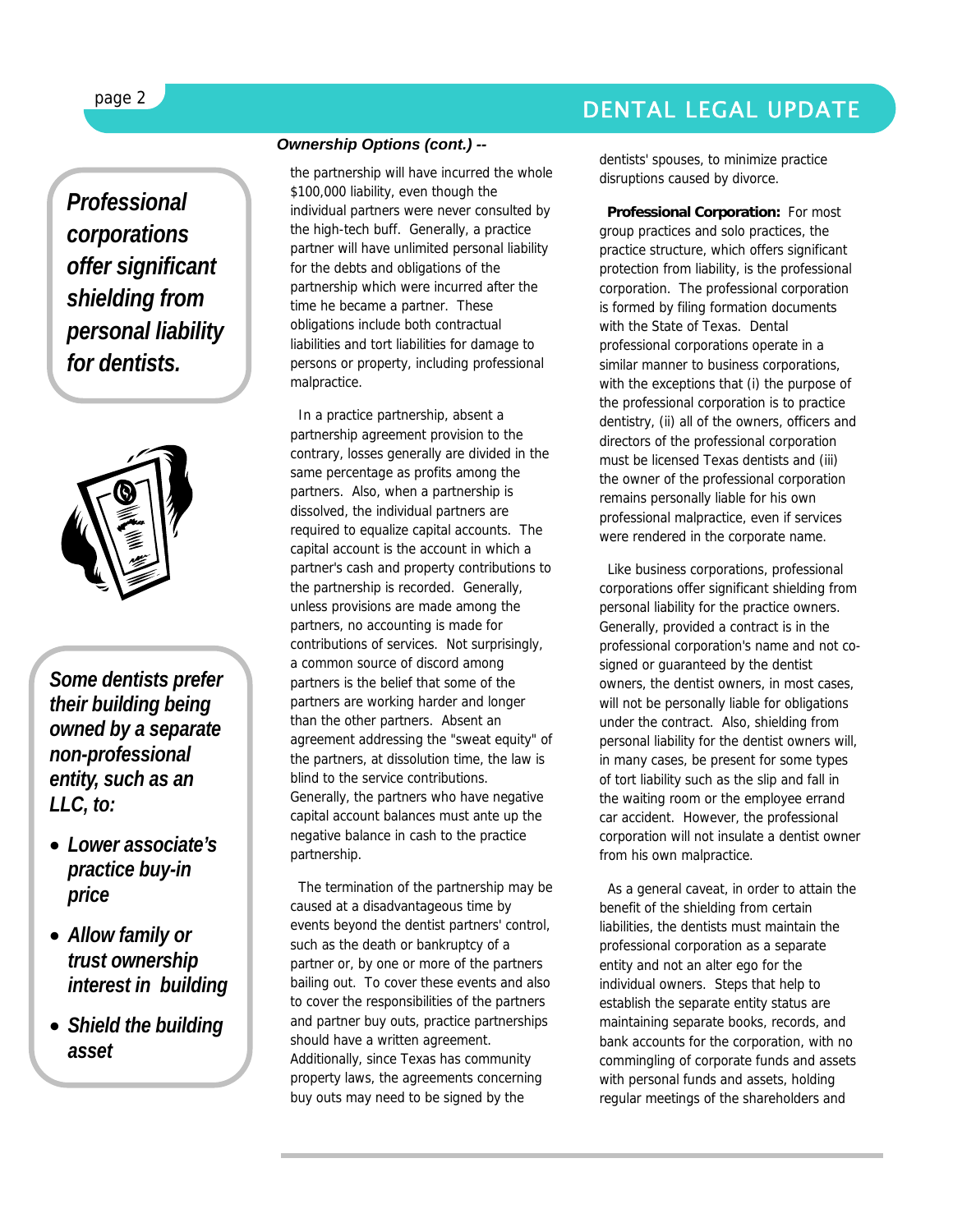*Professional corporations offer significant shielding from personal liability for dentists.*

*Some dentists prefer their building being owned by a separate non-professional entity, such as an LLC, to:*

- *Lower associate's practice buy-in price*
- *Allow family or trust ownership interest in building*
- *Shield the building asset*

***Ownership Options (cont.) --***

the partnership will have incurred the whole $100,000 liability, even though the individual partners were never consulted by the high-tech buff. Generally, a practice partner will have unlimited personal liability for the debts and obligations of the partnership which were incurred after the time he became a partner. These obligations include both contractual liabilities and tort liabilities for damage to persons or property, including professional malpractice.

In a practice partnership, absent a partnership agreement provision to the contrary, losses generally are divided in the same percentage as profits among the partners. Also, when a partnership is dissolved, the individual partners are required to equalize capital accounts. The capital account is the account in which a partner's cash and property contributions to the partnership is recorded. Generally, unless provisions are made among the partners, no accounting is made for contributions of services. Not surprisingly, a common source of discord among partners is the belief that some of the partners are working harder and longer than the other partners. Absent an agreement addressing the "sweat equity" of the partners, at dissolution time, the law is blind to the service contributions. Generally, the partners who have negative capital account balances must ante up the negative balance in cash to the practice partnership.

The termination of the partnership may be caused at a disadvantageous time by events beyond the dentist partners' control, such as the death or bankruptcy of a partner or, by one or more of the partners bailing out. To cover these events and also to cover the responsibilities of the partners and partner buy outs, practice partnerships should have a written agreement. Additionally, since Texas has community property laws, the agreements concerning buy outs may need to be signed by the dentists' spouses, to minimize practice disruptions caused by divorce.

**Professional Corporation:** For most group practices and solo practices, the practice structure, which offers significant protection from liability, is the professional corporation. The professional corporation is formed by filing formation documents with the State of Texas. Dental professional corporations operate in a similar manner to business corporations, with the exceptions that (i) the purpose of the professional corporation is to practice dentistry, (ii) all of the owners, officers and directors of the professional corporation must be licensed Texas dentists and (iii) the owner of the professional corporation remains personally liable for his own professional malpractice, even if services were rendered in the corporate name.

Like business corporations, professional corporations offer significant shielding from personal liability for the practice owners. Generally, provided a contract is in the professional corporation's name and not co-signed or guaranteed by the dentist owners, the dentist owners, in most cases, will not be personally liable for obligations under the contract. Also, shielding from personal liability for the dentist owners will, in many cases, be present for some types of tort liability such as the slip and fall in the waiting room or the employee errand car accident. However, the professional corporation will not insulate a dentist owner from his own malpractice.

As a general caveat, in order to attain the benefit of the shielding from certain liabilities, the dentists must maintain the professional corporation as a separate entity and not an alter ego for the individual owners. Steps that help to establish the separate entity status are maintaining separate books, records, and bank accounts for the corporation, with no commingling of corporate funds and assets with personal funds and assets, holding regular meetings of the shareholders and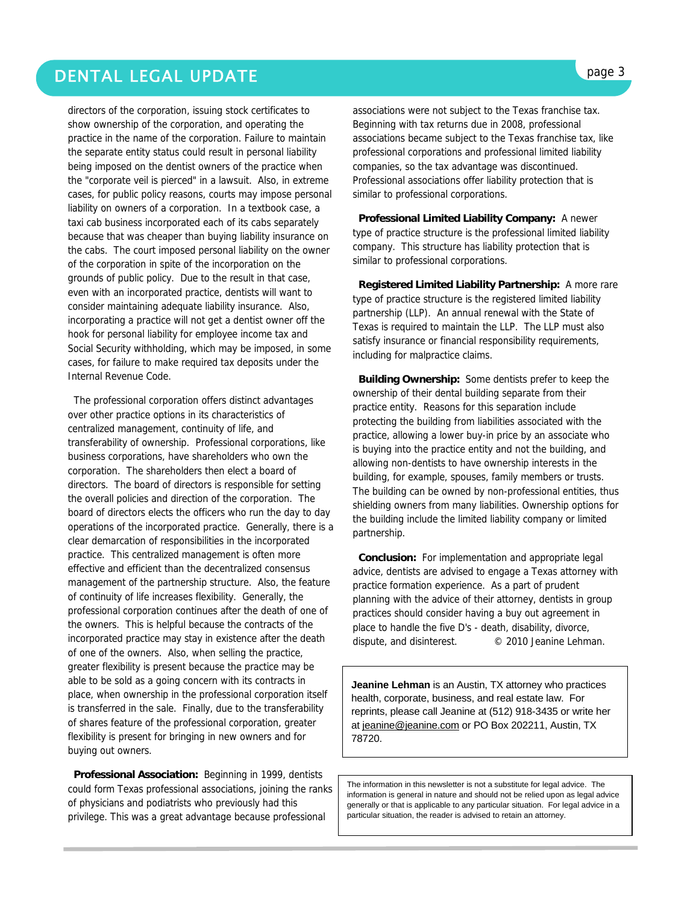directors of the corporation, issuing stock certificates to show ownership of the corporation, and operating the practice in the name of the corporation. Failure to maintain the separate entity status could result in personal liability being imposed on the dentist owners of the practice when the "corporate veil is pierced" in a lawsuit. Also, in extreme cases, for public policy reasons, courts may impose personal liability on owners of a corporation. In a textbook case, a taxi cab business incorporated each of its cabs separately because that was cheaper than buying liability insurance on the cabs. The court imposed personal liability on the owner of the corporation in spite of the incorporation on the grounds of public policy. Due to the result in that case, even with an incorporated practice, dentists will want to consider maintaining adequate liability insurance. Also, incorporating a practice will not get a dentist owner off the hook for personal liability for employee income tax and Social Security withholding, which may be imposed, in some cases, for failure to make required tax deposits under the Internal Revenue Code.

The professional corporation offers distinct advantages over other practice options in its characteristics of centralized management, continuity of life, and transferability of ownership. Professional corporations, like business corporations, have shareholders who own the corporation. The shareholders then elect a board of directors. The board of directors is responsible for setting the overall policies and direction of the corporation. The board of directors elects the officers who run the day to day operations of the incorporated practice. Generally, there is a clear demarcation of responsibilities in the incorporated practice. This centralized management is often more effective and efficient than the decentralized consensus management of the partnership structure. Also, the feature of continuity of life increases flexibility. Generally, the professional corporation continues after the death of one of the owners. This is helpful because the contracts of the incorporated practice may stay in existence after the death of one of the owners. Also, when selling the practice, greater flexibility is present because the practice may be able to be sold as a going concern with its contracts in place, when ownership in the professional corporation itself is transferred in the sale. Finally, due to the transferability of shares feature of the professional corporation, greater flexibility is present for bringing in new owners and for buying out owners.

**Professional Association:** Beginning in 1999, dentists could form Texas professional associations, joining the ranks of physicians and podiatrists who previously had this privilege. This was a great advantage because professional associations were not subject to the Texas franchise tax. Beginning with tax returns due in 2008, professional associations became subject to the Texas franchise tax, like professional corporations and professional limited liability companies, so the tax advantage was discontinued. Professional associations offer liability protection that is similar to professional corporations.

**Professional Limited Liability Company:** A newer type of practice structure is the professional limited liability company. This structure has liability protection that is similar to professional corporations.

**Registered Limited Liability Partnership:** A more rare type of practice structure is the registered limited liability partnership (LLP). An annual renewal with the State of Texas is required to maintain the LLP. The LLP must also satisfy insurance or financial responsibility requirements, including for malpractice claims.

**Building Ownership:** Some dentists prefer to keep the ownership of their dental building separate from their practice entity. Reasons for this separation include protecting the building from liabilities associated with the practice, allowing a lower buy-in price by an associate who is buying into the practice entity and not the building, and allowing non-dentists to have ownership interests in the building, for example, spouses, family members or trusts. The building can be owned by non-professional entities, thus shielding owners from many liabilities. Ownership options for the building include the limited liability company or limited partnership.

**Conclusion:** For implementation and appropriate legal advice, dentists are advised to engage a Texas attorney with practice formation experience. As a part of prudent planning with the advice of their attorney, dentists in group practices should consider having a buy out agreement in place to handle the five D's - death, disability, divorce, dispute, and disinterest. © 2010 Jeanine Lehman.

**Jeanine Lehman** is an Austin, TX attorney who practices health, corporate, business, and real estate law. For reprints, please call Jeanine at (512) 918-3435 or write her at jeanine@jeanine.com or PO Box 202211, Austin, TX 78720.

The information in this newsletter is not a substitute for legal advice. The information is general in nature and should not be relied upon as legal advice generally or that is applicable to any particular situation. For legal advice in a particular situation, the reader is advised to retain an attorney.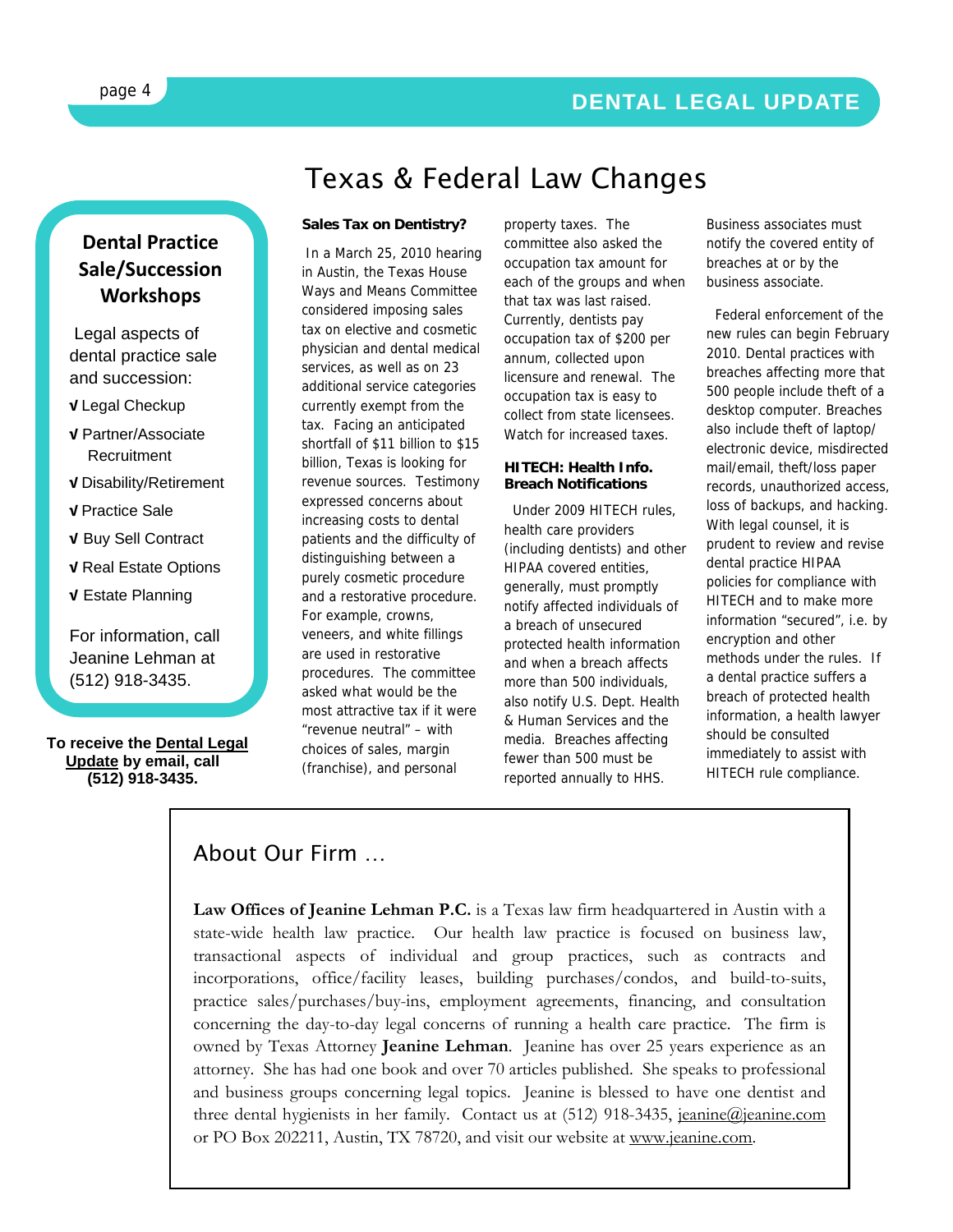# Texas & Federal Law Changes

## Dental Practice Sale/Succession Workshops

Legal aspects of dental practice sale and succession:

- √ Legal Checkup
- √ Partner/Associate Recruitment
- √ Disability/Retirement
- √ Practice Sale
- √ Buy Sell Contract
- √ Real Estate Options
- √ Estate Planning

For information, call Jeanine Lehman at (512) 918-3435.

**To receive the Dental Legal Update by email, call (512) 918-3435.**

**Sales Tax on Dentistry?**

In a March 25, 2010 hearing in Austin, the Texas House Ways and Means Committee considered imposing sales tax on elective and cosmetic physician and dental medical services, as well as on 23 additional service categories currently exempt from the tax. Facing an anticipated shortfall of $11 billion to $15 billion, Texas is looking for revenue sources. Testimony expressed concerns about increasing costs to dental patients and the difficulty of distinguishing between a purely cosmetic procedure and a restorative procedure. For example, crowns, veneers, and white fillings are used in restorative procedures. The committee asked what would be the most attractive tax if it were "revenue neutral" – with choices of sales, margin (franchise), and personal property taxes. The committee also asked the occupation tax amount for each of the groups and when that tax was last raised. Currently, dentists pay occupation tax of $200 per annum, collected upon licensure and renewal. The occupation tax is easy to collect from state licensees. Watch for increased taxes.

**HITECH: Health Info. Breach Notifications**

Under 2009 HITECH rules, health care providers (including dentists) and other HIPAA covered entities, generally, must promptly notify affected individuals of a breach of unsecured protected health information and when a breach affects more than 500 individuals, also notify U.S. Dept. Health & Human Services and the media. Breaches affecting fewer than 500 must be reported annually to HHS. Business associates must notify the covered entity of breaches at or by the business associate.

Federal enforcement of the new rules can begin February 2010. Dental practices with breaches affecting more that 500 people include theft of a desktop computer. Breaches also include theft of laptop/ electronic device, misdirected mail/email, theft/loss paper records, unauthorized access, loss of backups, and hacking. With legal counsel, it is prudent to review and revise dental practice HIPAA policies for compliance with HITECH and to make more information "secured", i.e. by encryption and other methods under the rules. If a dental practice suffers a breach of protected health information, a health lawyer should be consulted immediately to assist with HITECH rule compliance.

## About Our Firm …

**Law Offices of Jeanine Lehman P.C.** is a Texas law firm headquartered in Austin with a state-wide health law practice. Our health law practice is focused on business law, transactional aspects of individual and group practices, such as contracts and incorporations, office/facility leases, building purchases/condos, and build-to-suits, practice sales/purchases/buy-ins, employment agreements, financing, and consultation concerning the day-to-day legal concerns of running a health care practice. The firm is owned by Texas Attorney **Jeanine Lehman**. Jeanine has over 25 years experience as an attorney. She has had one book and over 70 articles published. She speaks to professional and business groups concerning legal topics. Jeanine is blessed to have one dentist and three dental hygienists in her family. Contact us at (512) 918-3435, jeanine@jeanine.com or PO Box 202211, Austin, TX 78720, and visit our website at www.jeanine.com.